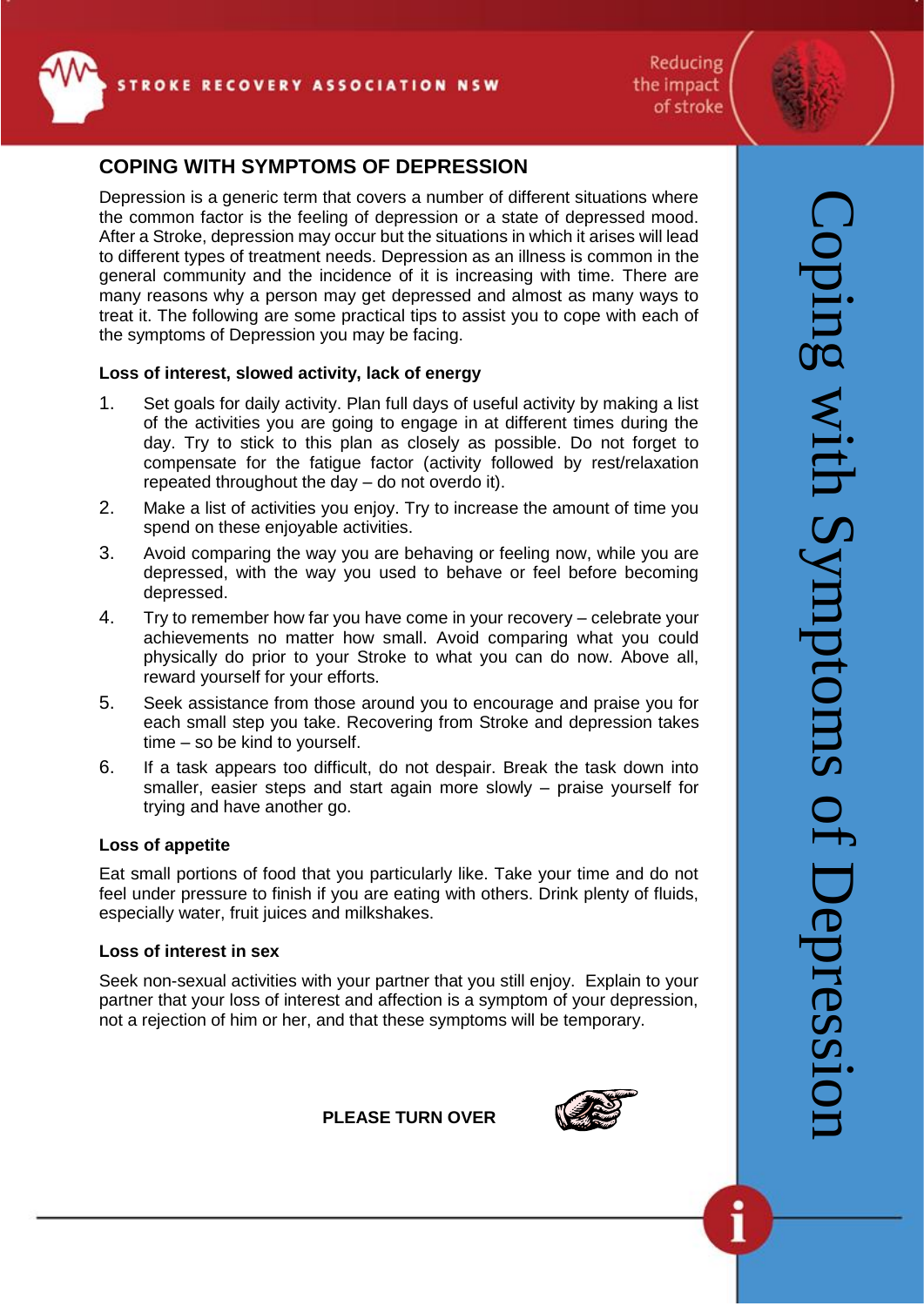STROKE RECOVERY ASSOCIATION NSW

Reducing the impact of stroke

# COPING WITH SYMPTOMS OF DEPRESSION

Depression is a generic term that covers a number of different situations where the common factor is the feeling of depression or a state of depressed mood. After a Stroke, depression may occur but the situations in which it arises will lead to different types of treatment needs. Depression as an illness is common in the general community and the incidence of it is increasing with time. There are many reasons why a person may get depressed and almost as many ways to treat it. The following are some practical tips to assist you to cope with each of the symptoms of Depression you may be facing.

### Loss of interest, slowed activity, lack of energy

1. Set goals for daily activity. Plan full days of useful activity by making a list of the activities you are going to engage in at different times during the day. Try to stick to this plan as closely as possible. Do not forget to compensate for the fatigue factor (activity followed by rest/relaxation repeated throughout the day – do not overdo it).
2. Make a list of activities you enjoy. Try to increase the amount of time you spend on these enjoyable activities.
3. Avoid comparing the way you are behaving or feeling now, while you are depressed, with the way you used to behave or feel before becoming depressed.
4. Try to remember how far you have come in your recovery – celebrate your achievements no matter how small. Avoid comparing what you could physically do prior to your Stroke to what you can do now. Above all, reward yourself for your efforts.
5. Seek assistance from those around you to encourage and praise you for each small step you take. Recovering from Stroke and depression takes time – so be kind to yourself.
6. If a task appears too difficult, do not despair. Break the task down into smaller, easier steps and start again more slowly – praise yourself for trying and have another go.

### Loss of appetite

Eat small portions of food that you particularly like. Take your time and do not feel under pressure to finish if you are eating with others. Drink plenty of fluids, especially water, fruit juices and milkshakes.

### Loss of interest in sex

Seek non-sexual activities with your partner that you still enjoy. Explain to your partner that your loss of interest and affection is a symptom of your depression, not a rejection of him or her, and that these symptoms will be temporary.

**PLEASE TURN OVER**

Coping with Symptoms of Depression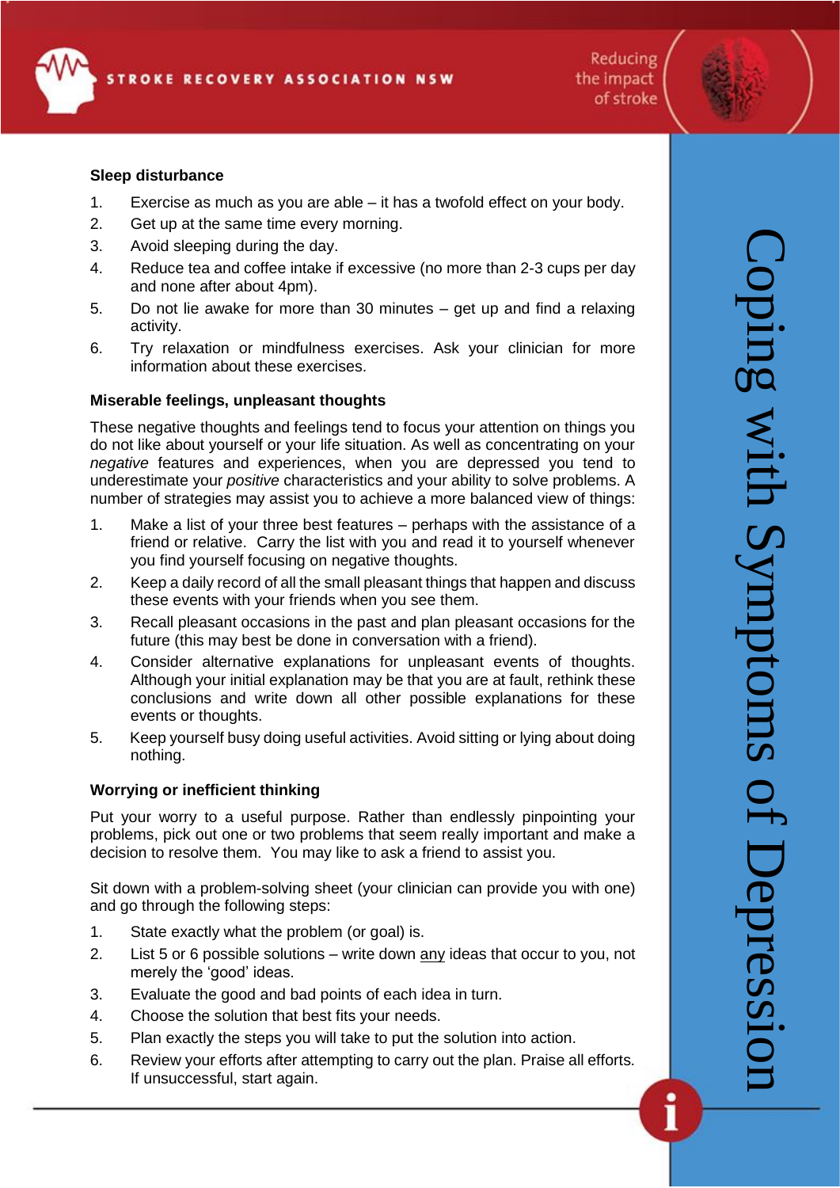### Sleep disturbance

1. Exercise as much as you are able – it has a twofold effect on your body.
2. Get up at the same time every morning.
3. Avoid sleeping during the day.
4. Reduce tea and coffee intake if excessive (no more than 2-3 cups per day and none after about 4pm).
5. Do not lie awake for more than 30 minutes – get up and find a relaxing activity.
6. Try relaxation or mindfulness exercises. Ask your clinician for more information about these exercises.

### Miserable feelings, unpleasant thoughts

These negative thoughts and feelings tend to focus your attention on things you do not like about yourself or your life situation. As well as concentrating on your *negative* features and experiences, when you are depressed you tend to underestimate your *positive* characteristics and your ability to solve problems. A number of strategies may assist you to achieve a more balanced view of things:

1. Make a list of your three best features – perhaps with the assistance of a friend or relative. Carry the list with you and read it to yourself whenever you find yourself focusing on negative thoughts.
2. Keep a daily record of all the small pleasant things that happen and discuss these events with your friends when you see them.
3. Recall pleasant occasions in the past and plan pleasant occasions for the future (this may best be done in conversation with a friend).
4. Consider alternative explanations for unpleasant events of thoughts. Although your initial explanation may be that you are at fault, rethink these conclusions and write down all other possible explanations for these events or thoughts.
5. Keep yourself busy doing useful activities. Avoid sitting or lying about doing nothing.

### Worrying or inefficient thinking

Put your worry to a useful purpose. Rather than endlessly pinpointing your problems, pick out one or two problems that seem really important and make a decision to resolve them. You may like to ask a friend to assist you.

Sit down with a problem-solving sheet (your clinician can provide you with one) and go through the following steps:

1. State exactly what the problem (or goal) is.
2. List 5 or 6 possible solutions – write down any ideas that occur to you, not merely the 'good' ideas.
3. Evaluate the good and bad points of each idea in turn.
4. Choose the solution that best fits your needs.
5. Plan exactly the steps you will take to put the solution into action.
6. Review your efforts after attempting to carry out the plan. Praise all efforts. If unsuccessful, start again.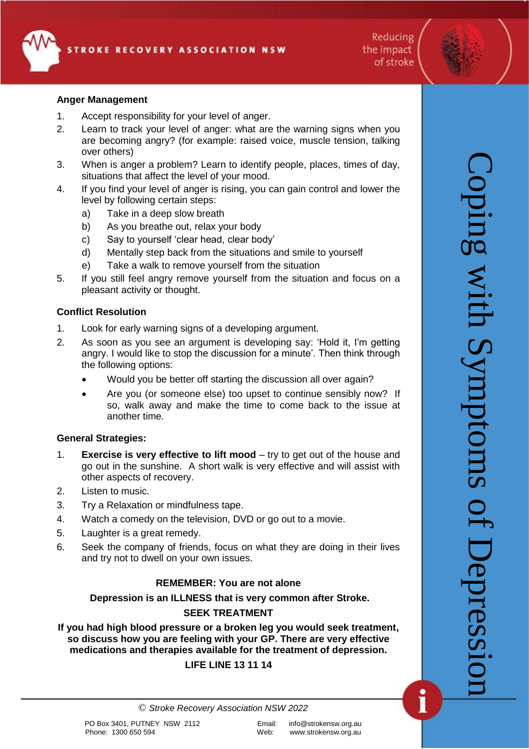## Anger Management

1. Accept responsibility for your level of anger.
2. Learn to track your level of anger: what are the warning signs when you are becoming angry? (for example: raised voice, muscle tension, talking over others)
3. When is anger a problem? Learn to identify people, places, times of day, situations that affect the level of your mood.
4. If you find your level of anger is rising, you can gain control and lower the level by following certain steps:
   a) Take in a deep slow breath
   b) As you breathe out, relax your body
   c) Say to yourself 'clear head, clear body'
   d) Mentally step back from the situations and smile to yourself
   e) Take a walk to remove yourself from the situation
5. If you still feel angry remove yourself from the situation and focus on a pleasant activity or thought.

## Conflict Resolution

1. Look for early warning signs of a developing argument.
2. As soon as you see an argument is developing say: 'Hold it, I'm getting angry. I would like to stop the discussion for a minute'. Then think through the following options:
   - Would you be better off starting the discussion all over again?
   - Are you (or someone else) too upset to continue sensibly now? If so, walk away and make the time to come back to the issue at another time.

## General Strategies:

1. **Exercise is very effective to lift mood** – try to get out of the house and go out in the sunshine. A short walk is very effective and will assist with other aspects of recovery.
2. Listen to music.
3. Try a Relaxation or mindfulness tape.
4. Watch a comedy on the television, DVD or go out to a movie.
5. Laughter is a great remedy.
6. Seek the company of friends, focus on what they are doing in their lives and try not to dwell on your own issues.

**REMEMBER: You are not alone**

**Depression is an ILLNESS that is very common after Stroke.**

**SEEK TREATMENT**

**If you had high blood pressure or a broken leg you would seek treatment, so discuss how you are feeling with your GP. There are very effective medications and therapies available for the treatment of depression.**

**LIFE LINE 13 11 14**